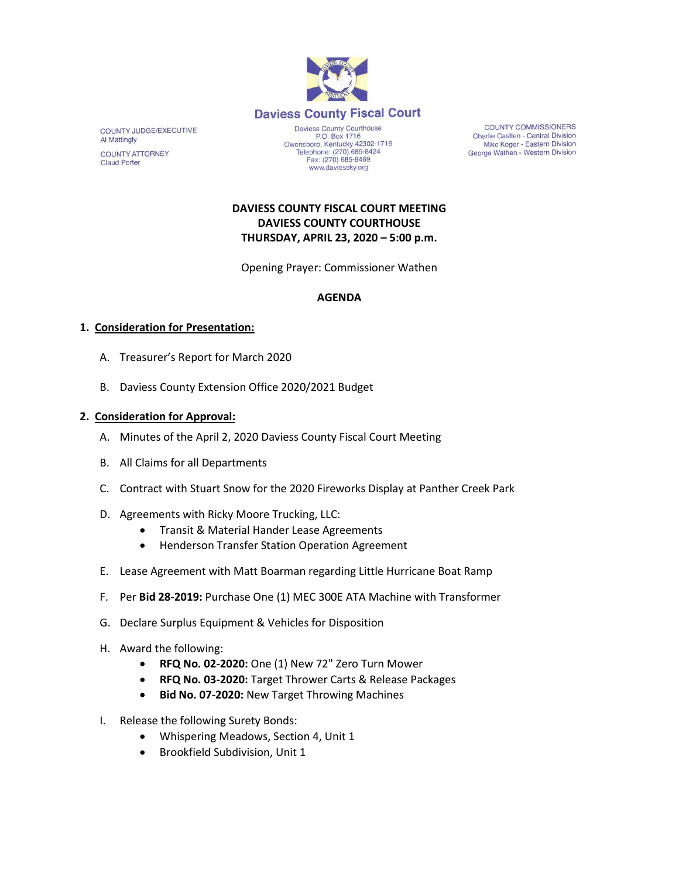# Daviess County Fiscal Court

COUNTY JUDGE/EXECUTIVE
Al Mattingly

COUNTY ATTORNEY
Claud Porter

Daviess County Courthouse
P.O. Box 1716
Owensboro, Kentucky 42302-1716
Telephone: (270) 685-8424
Fax: (270) 685-8469
www.daviessky.org

COUNTY COMMISSIONERS
Charlie Castlen - Central Division
Mike Koger - Eastern Division
George Wathen - Western Division

**DAVIESS COUNTY FISCAL COURT MEETING**
**DAVIESS COUNTY COURTHOUSE**
**THURSDAY, APRIL 23, 2020 – 5:00 p.m.**

Opening Prayer: Commissioner Wathen

**AGENDA**

1. **Consideration for Presentation:**

   A. Treasurer's Report for March 2020

   B. Daviess County Extension Office 2020/2021 Budget

2. **Consideration for Approval:**

   A. Minutes of the April 2, 2020 Daviess County Fiscal Court Meeting

   B. All Claims for all Departments

   C. Contract with Stuart Snow for the 2020 Fireworks Display at Panther Creek Park

   D. Agreements with Ricky Moore Trucking, LLC:
      - Transit & Material Hander Lease Agreements
      - Henderson Transfer Station Operation Agreement

   E. Lease Agreement with Matt Boarman regarding Little Hurricane Boat Ramp

   F. Per **Bid 28-2019:** Purchase One (1) MEC 300E ATA Machine with Transformer

   G. Declare Surplus Equipment & Vehicles for Disposition

   H. Award the following:
      - **RFQ No. 02-2020:** One (1) New 72" Zero Turn Mower
      - **RFQ No. 03-2020:** Target Thrower Carts & Release Packages
      - **Bid No. 07-2020:** New Target Throwing Machines

   I. Release the following Surety Bonds:
      - Whispering Meadows, Section 4, Unit 1
      - Brookfield Subdivision, Unit 1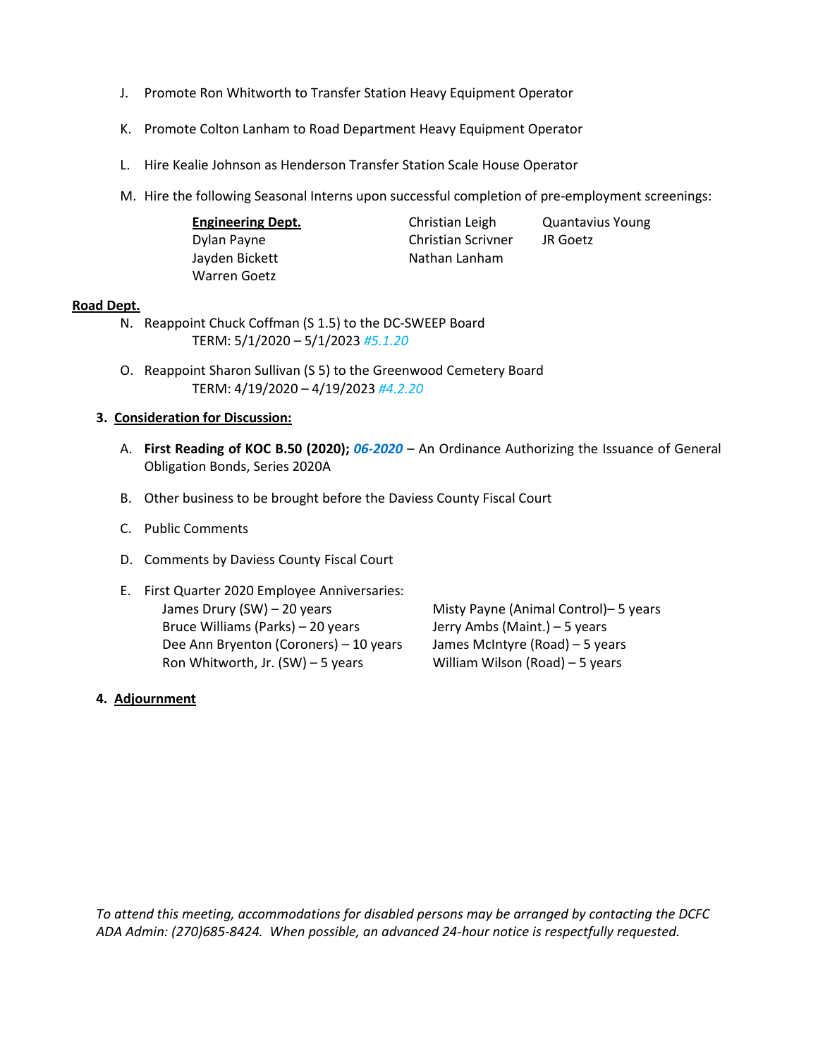J. Promote Ron Whitworth to Transfer Station Heavy Equipment Operator

K. Promote Colton Lanham to Road Department Heavy Equipment Operator

L. Hire Kealie Johnson as Henderson Transfer Station Scale House Operator

M. Hire the following Seasonal Interns upon successful completion of pre-employment screenings:

**Engineering Dept.**
Dylan Payne
Jayden Bickett
Warren Goetz
Christian Leigh
Christian Scrivner
Nathan Lanham
Quantavius Young
JR Goetz

**Road Dept.**

N. Reappoint Chuck Coffman (S 1.5) to the DC-SWEEP Board
TERM: 5/1/2020 – 5/1/2023 *#5.1.20*

O. Reappoint Sharon Sullivan (S 5) to the Greenwood Cemetery Board
TERM: 4/19/2020 – 4/19/2023 *#4.2.20*

3. **Consideration for Discussion:**

A. **First Reading of KOC B.50 (2020);** ***06-2020*** – An Ordinance Authorizing the Issuance of General Obligation Bonds, Series 2020A

B. Other business to be brought before the Daviess County Fiscal Court

C. Public Comments

D. Comments by Daviess County Fiscal Court

E. First Quarter 2020 Employee Anniversaries:
James Drury (SW) – 20 years
Bruce Williams (Parks) – 20 years
Dee Ann Bryenton (Coroners) – 10 years
Ron Whitworth, Jr. (SW) – 5 years
Misty Payne (Animal Control)– 5 years
Jerry Ambs (Maint.) – 5 years
James McIntyre (Road) – 5 years
William Wilson (Road) – 5 years

4. **Adjournment**

*To attend this meeting, accommodations for disabled persons may be arranged by contacting the DCFC ADA Admin: (270)685-8424. When possible, an advanced 24-hour notice is respectfully requested.*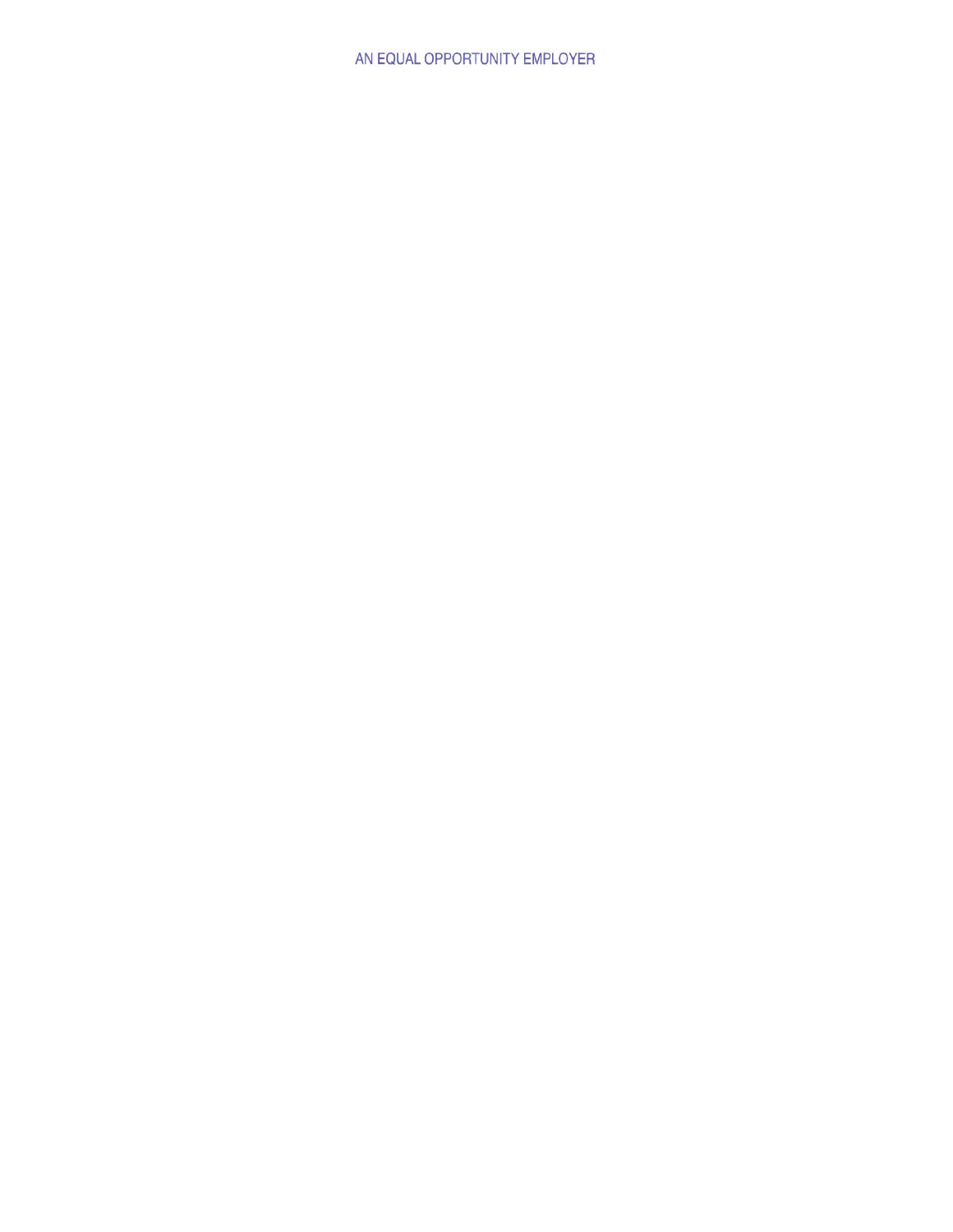AN EQUAL OPPORTUNITY EMPLOYER